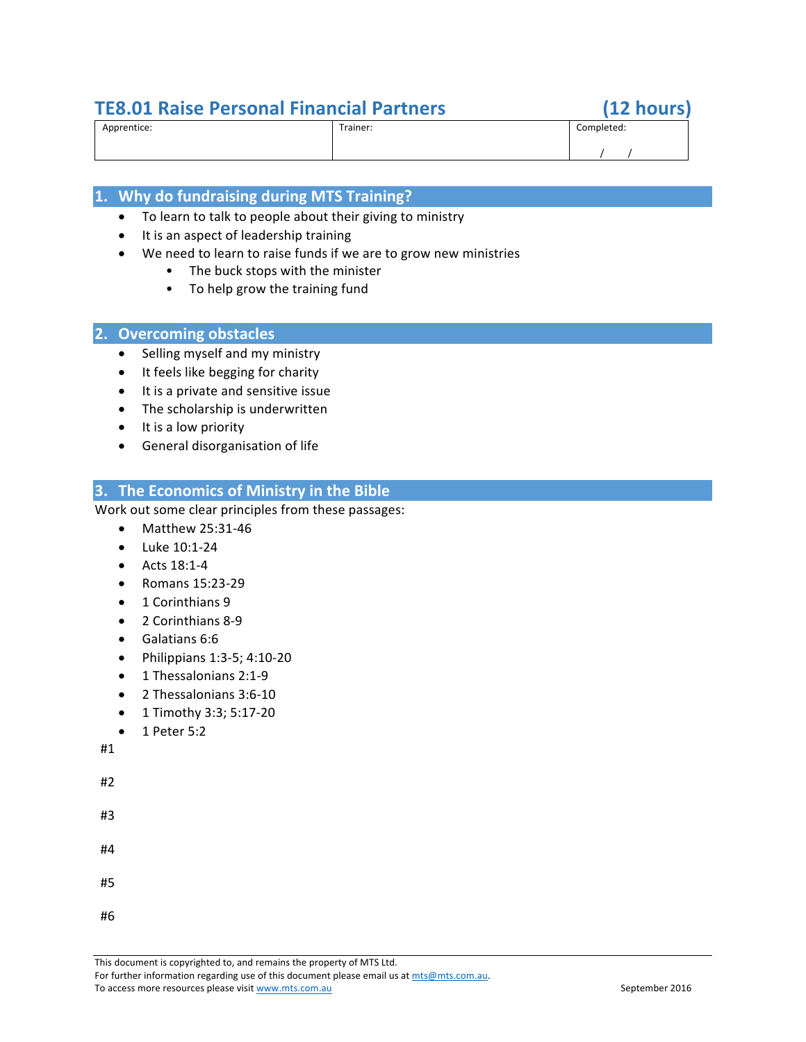# TE8.01 Raise Personal Financial Partners (12 hours)

| Apprentice: | Trainer: | Completed: |
|---|---|---|
| | | / / |

## 1. Why do fundraising during MTS Training?

- To learn to talk to people about their giving to ministry
- It is an aspect of leadership training
- We need to learn to raise funds if we are to grow new ministries
  - The buck stops with the minister
  - To help grow the training fund

## 2. Overcoming obstacles

- Selling myself and my ministry
- It feels like begging for charity
- It is a private and sensitive issue
- The scholarship is underwritten
- It is a low priority
- General disorganisation of life

## 3. The Economics of Ministry in the Bible

Work out some clear principles from these passages:

- Matthew 25:31-46
- Luke 10:1-24
- Acts 18:1-4
- Romans 15:23-29
- 1 Corinthians 9
- 2 Corinthians 8-9
- Galatians 6:6
- Philippians 1:3-5; 4:10-20
- 1 Thessalonians 2:1-9
- 2 Thessalonians 3:6-10
- 1 Timothy 3:3; 5:17-20
- 1 Peter 5:2

#1

#2

#3

#4

#5

#6

This document is copyrighted to, and remains the property of MTS Ltd.
For further information regarding use of this document please email us at mts@mts.com.au.
To access more resources please visit www.mts.com.au

September 2016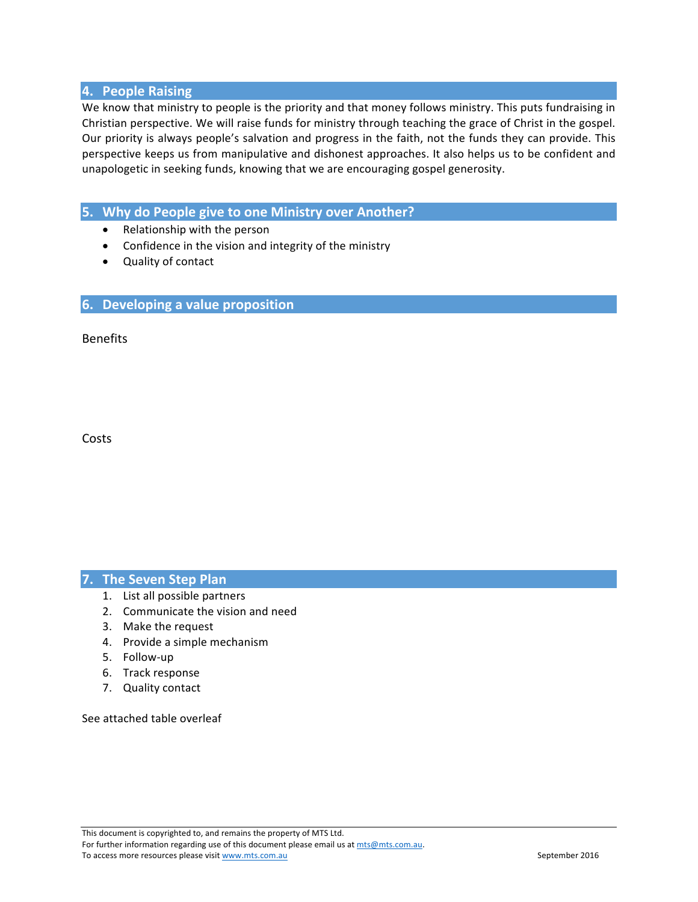## 4. People Raising

We know that ministry to people is the priority and that money follows ministry. This puts fundraising in Christian perspective. We will raise funds for ministry through teaching the grace of Christ in the gospel. Our priority is always people's salvation and progress in the faith, not the funds they can provide. This perspective keeps us from manipulative and dishonest approaches. It also helps us to be confident and unapologetic in seeking funds, knowing that we are encouraging gospel generosity.

## 5. Why do People give to one Ministry over Another?

- Relationship with the person
- Confidence in the vision and integrity of the ministry
- Quality of contact

## 6. Developing a value proposition

Benefits

Costs

## 7. The Seven Step Plan

1. List all possible partners
2. Communicate the vision and need
3. Make the request
4. Provide a simple mechanism
5. Follow-up
6. Track response
7. Quality contact

See attached table overleaf

This document is copyrighted to, and remains the property of MTS Ltd.
For further information regarding use of this document please email us at mts@mts.com.au.
To access more resources please visit www.mts.com.au

September 2016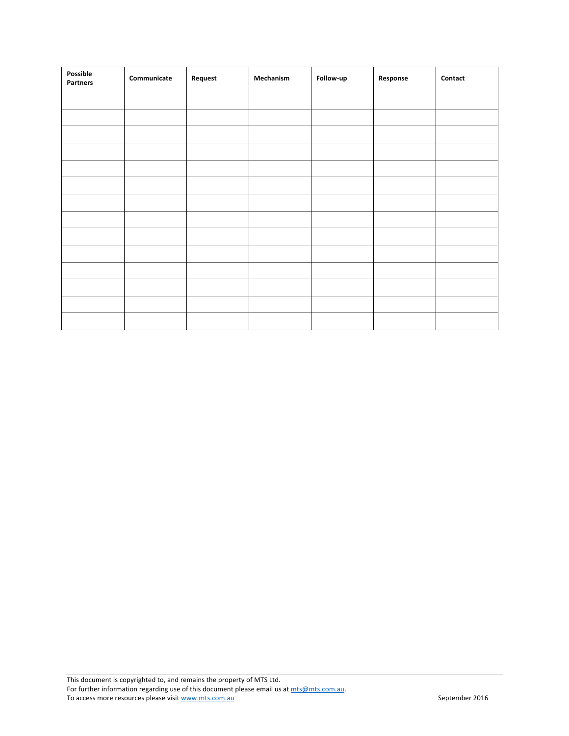| Possible Partners | Communicate | Request | Mechanism | Follow-up | Response | Contact |
|---|---|---|---|---|---|---|
| | | | | | | |
| | | | | | | |
| | | | | | | |
| | | | | | | |
| | | | | | | |
| | | | | | | |
| | | | | | | |
| | | | | | | |
| | | | | | | |
| | | | | | | |
| | | | | | | |
| | | | | | | |
| | | | | | | |
| | | | | | | |